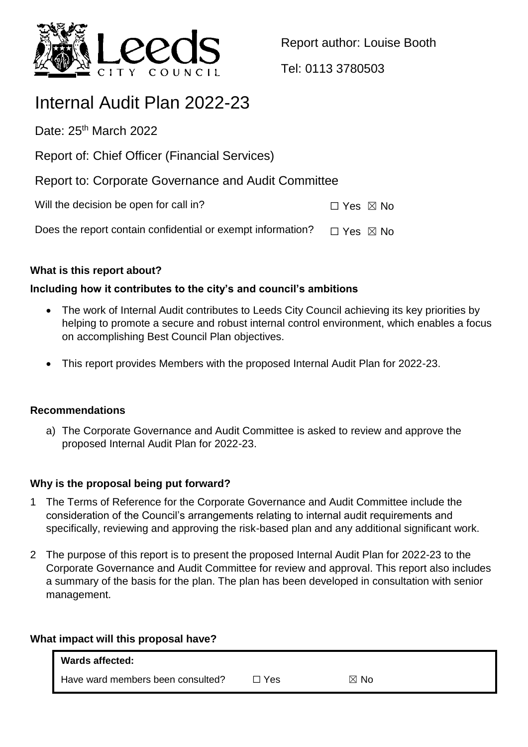Report author: Louise Booth

Tel: 0113 3780503

# Internal Audit Plan 2022-23

Date: 25th March 2022

Report of: Chief Officer (Financial Services)

Report to: Corporate Governance and Audit Committee

Will the decision be open for call in? ☐ Yes ☒ No

Does the report contain confidential or exempt information? ☐ Yes ☒ No

**What is this report about?**

**Including how it contributes to the city's and council's ambitions**

- The work of Internal Audit contributes to Leeds City Council achieving its key priorities by helping to promote a secure and robust internal control environment, which enables a focus on accomplishing Best Council Plan objectives.
- This report provides Members with the proposed Internal Audit Plan for 2022-23.

**Recommendations**

a) The Corporate Governance and Audit Committee is asked to review and approve the proposed Internal Audit Plan for 2022-23.

**Why is the proposal being put forward?**

1 The Terms of Reference for the Corporate Governance and Audit Committee include the consideration of the Council's arrangements relating to internal audit requirements and specifically, reviewing and approving the risk-based plan and any additional significant work.

2 The purpose of this report is to present the proposed Internal Audit Plan for 2022-23 to the Corporate Governance and Audit Committee for review and approval. This report also includes a summary of the basis for the plan. The plan has been developed in consultation with senior management.

**What impact will this proposal have?**

| **Wards affected:** | | |
|---|---|---|
| Have ward members been consulted? | ☐ Yes | ☒ No |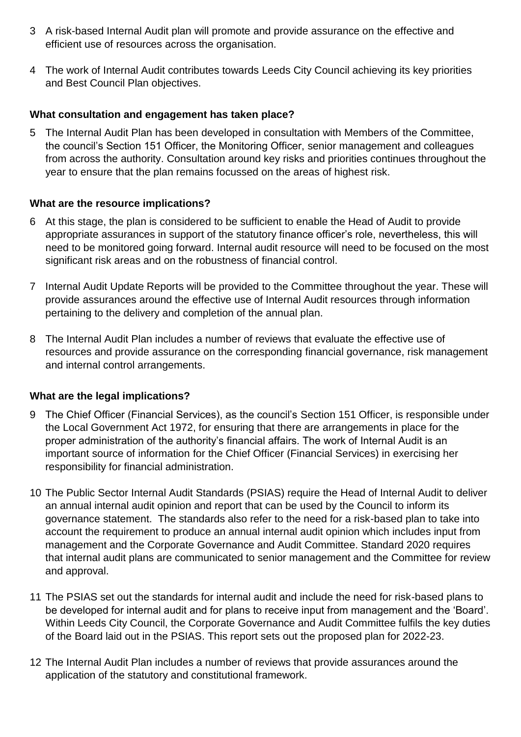3 A risk-based Internal Audit plan will promote and provide assurance on the effective and efficient use of resources across the organisation.

4 The work of Internal Audit contributes towards Leeds City Council achieving its key priorities and Best Council Plan objectives.

**What consultation and engagement has taken place?**

5 The Internal Audit Plan has been developed in consultation with Members of the Committee, the council's Section 151 Officer, the Monitoring Officer, senior management and colleagues from across the authority. Consultation around key risks and priorities continues throughout the year to ensure that the plan remains focussed on the areas of highest risk.

**What are the resource implications?**

6 At this stage, the plan is considered to be sufficient to enable the Head of Audit to provide appropriate assurances in support of the statutory finance officer's role, nevertheless, this will need to be monitored going forward. Internal audit resource will need to be focused on the most significant risk areas and on the robustness of financial control.

7 Internal Audit Update Reports will be provided to the Committee throughout the year. These will provide assurances around the effective use of Internal Audit resources through information pertaining to the delivery and completion of the annual plan.

8 The Internal Audit Plan includes a number of reviews that evaluate the effective use of resources and provide assurance on the corresponding financial governance, risk management and internal control arrangements.

**What are the legal implications?**

9 The Chief Officer (Financial Services), as the council's Section 151 Officer, is responsible under the Local Government Act 1972, for ensuring that there are arrangements in place for the proper administration of the authority's financial affairs. The work of Internal Audit is an important source of information for the Chief Officer (Financial Services) in exercising her responsibility for financial administration.

10 The Public Sector Internal Audit Standards (PSIAS) require the Head of Internal Audit to deliver an annual internal audit opinion and report that can be used by the Council to inform its governance statement. The standards also refer to the need for a risk-based plan to take into account the requirement to produce an annual internal audit opinion which includes input from management and the Corporate Governance and Audit Committee. Standard 2020 requires that internal audit plans are communicated to senior management and the Committee for review and approval.

11 The PSIAS set out the standards for internal audit and include the need for risk-based plans to be developed for internal audit and for plans to receive input from management and the 'Board'. Within Leeds City Council, the Corporate Governance and Audit Committee fulfils the key duties of the Board laid out in the PSIAS. This report sets out the proposed plan for 2022-23.

12 The Internal Audit Plan includes a number of reviews that provide assurances around the application of the statutory and constitutional framework.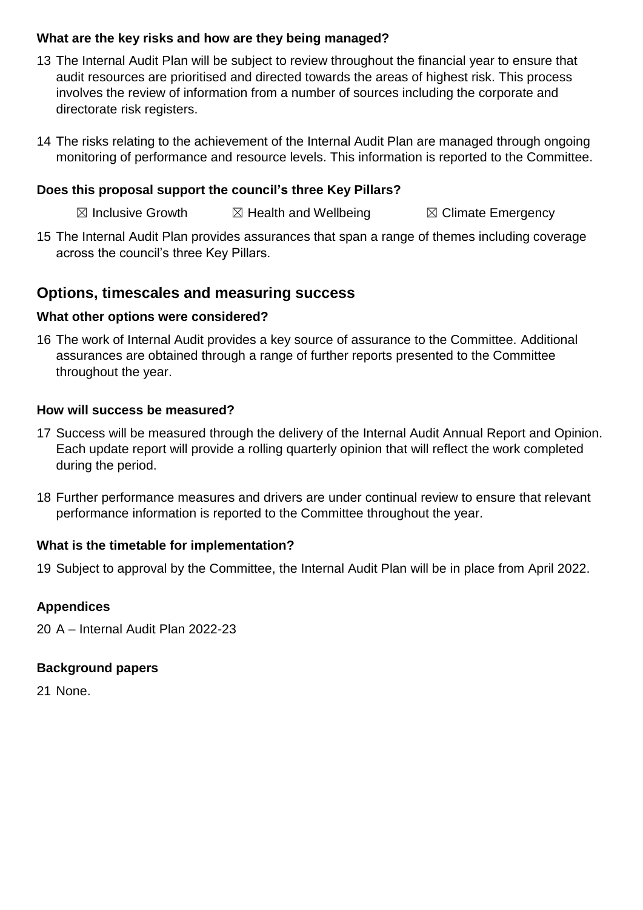### What are the key risks and how are they being managed?

13 The Internal Audit Plan will be subject to review throughout the financial year to ensure that audit resources are prioritised and directed towards the areas of highest risk. This process involves the review of information from a number of sources including the corporate and directorate risk registers.

14 The risks relating to the achievement of the Internal Audit Plan are managed through ongoing monitoring of performance and resource levels. This information is reported to the Committee.

### Does this proposal support the council's three Key Pillars?

☒ Inclusive Growth ☒ Health and Wellbeing ☒ Climate Emergency

15 The Internal Audit Plan provides assurances that span a range of themes including coverage across the council's three Key Pillars.

## Options, timescales and measuring success

### What other options were considered?

16 The work of Internal Audit provides a key source of assurance to the Committee. Additional assurances are obtained through a range of further reports presented to the Committee throughout the year.

### How will success be measured?

17 Success will be measured through the delivery of the Internal Audit Annual Report and Opinion. Each update report will provide a rolling quarterly opinion that will reflect the work completed during the period.

18 Further performance measures and drivers are under continual review to ensure that relevant performance information is reported to the Committee throughout the year.

### What is the timetable for implementation?

19 Subject to approval by the Committee, the Internal Audit Plan will be in place from April 2022.

### Appendices

20 A – Internal Audit Plan 2022-23

### Background papers

21 None.